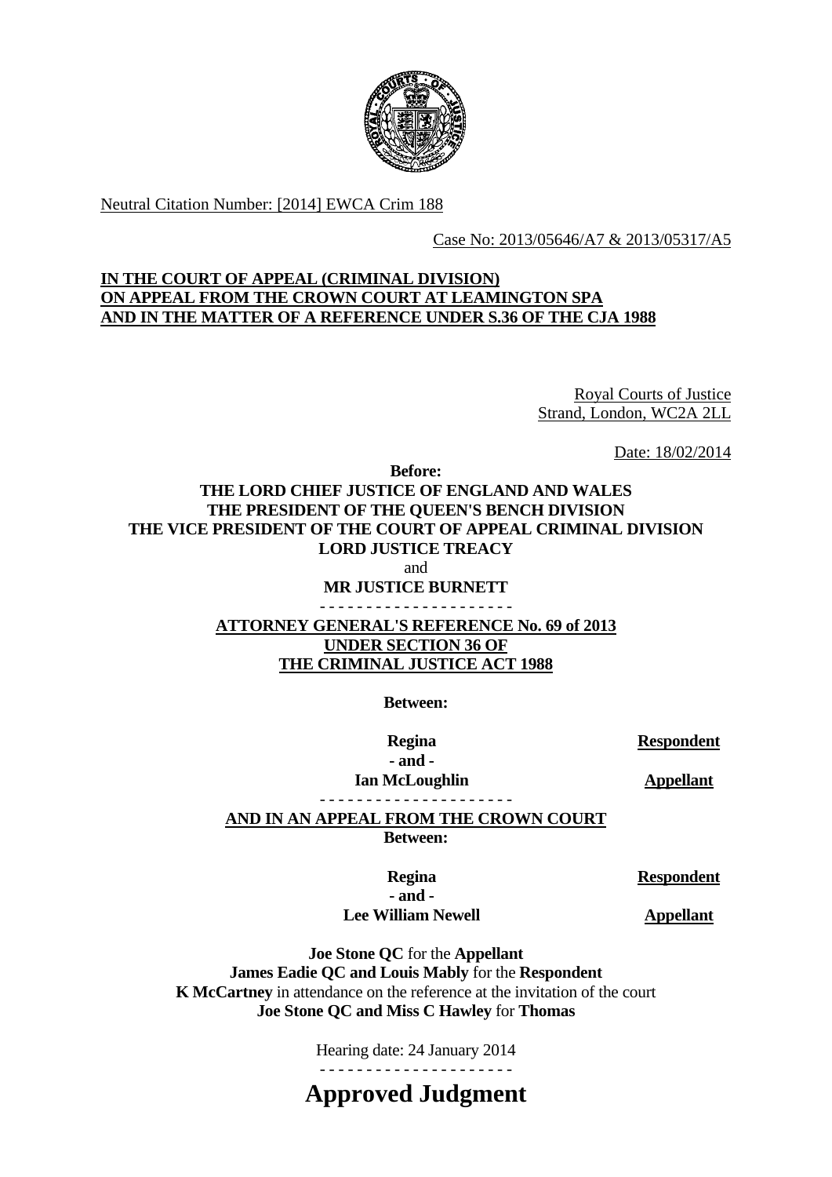Neutral Citation Number: [2014] EWCA Crim 188

Case No: 2013/05646/A7 & 2013/05317/A5

**IN THE COURT OF APPEAL (CRIMINAL DIVISION)**
**ON APPEAL FROM THE CROWN COURT AT LEAMINGTON SPA**
**AND IN THE MATTER OF A REFERENCE UNDER S.36 OF THE CJA 1988**

Royal Courts of Justice
Strand, London, WC2A 2LL

Date: 18/02/2014

**Before:**

**THE LORD CHIEF JUSTICE OF ENGLAND AND WALES**
**THE PRESIDENT OF THE QUEEN'S BENCH DIVISION**
**THE VICE PRESIDENT OF THE COURT OF APPEAL CRIMINAL DIVISION**
**LORD JUSTICE TREACY**
and
**MR JUSTICE BURNETT**

- - - - - - - - - - - - - - - - - - - - -

**ATTORNEY GENERAL'S REFERENCE No. 69 of 2013**
**UNDER SECTION 36 OF**
**THE CRIMINAL JUSTICE ACT 1988**

**Between:**

| | |
|---|---|
| **Regina** | **Respondent** |
| **- and -** | |
| **Ian McLoughlin** | **Appellant** |

- - - - - - - - - - - - - - - - - - - - -

**AND IN AN APPEAL FROM THE CROWN COURT**
**Between:**

| | |
|---|---|
| **Regina** | **Respondent** |
| **- and -** | |
| **Lee William Newell** | **Appellant** |

**Joe Stone QC** for the **Appellant**
**James Eadie QC and Louis Mably** for the **Respondent**
**K McCartney** in attendance on the reference at the invitation of the court
**Joe Stone QC and Miss C Hawley** for **Thomas**

Hearing date: 24 January 2014

- - - - - - - - - - - - - - - - - - - - -

# Approved Judgment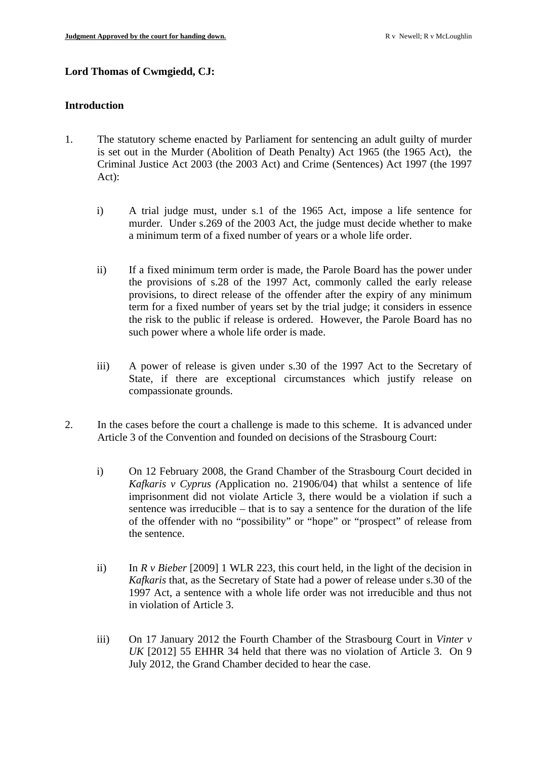**Lord Thomas of Cwmgiedd, CJ:**

**Introduction**

1. The statutory scheme enacted by Parliament for sentencing an adult guilty of murder is set out in the Murder (Abolition of Death Penalty) Act 1965 (the 1965 Act), the Criminal Justice Act 2003 (the 2003 Act) and Crime (Sentences) Act 1997 (the 1997 Act):

   i) A trial judge must, under s.1 of the 1965 Act, impose a life sentence for murder. Under s.269 of the 2003 Act, the judge must decide whether to make a minimum term of a fixed number of years or a whole life order.

   ii) If a fixed minimum term order is made, the Parole Board has the power under the provisions of s.28 of the 1997 Act, commonly called the early release provisions, to direct release of the offender after the expiry of any minimum term for a fixed number of years set by the trial judge; it considers in essence the risk to the public if release is ordered. However, the Parole Board has no such power where a whole life order is made.

   iii) A power of release is given under s.30 of the 1997 Act to the Secretary of State, if there are exceptional circumstances which justify release on compassionate grounds.

2. In the cases before the court a challenge is made to this scheme. It is advanced under Article 3 of the Convention and founded on decisions of the Strasbourg Court:

   i) On 12 February 2008, the Grand Chamber of the Strasbourg Court decided in *Kafkaris v Cyprus (*Application no. 21906/04) that whilst a sentence of life imprisonment did not violate Article 3, there would be a violation if such a sentence was irreducible – that is to say a sentence for the duration of the life of the offender with no "possibility" or "hope" or "prospect" of release from the sentence.

   ii) In *R v Bieber* [2009] 1 WLR 223, this court held, in the light of the decision in *Kafkaris* that, as the Secretary of State had a power of release under s.30 of the 1997 Act, a sentence with a whole life order was not irreducible and thus not in violation of Article 3.

   iii) On 17 January 2012 the Fourth Chamber of the Strasbourg Court in *Vinter v UK* [2012] 55 EHHR 34 held that there was no violation of Article 3. On 9 July 2012, the Grand Chamber decided to hear the case.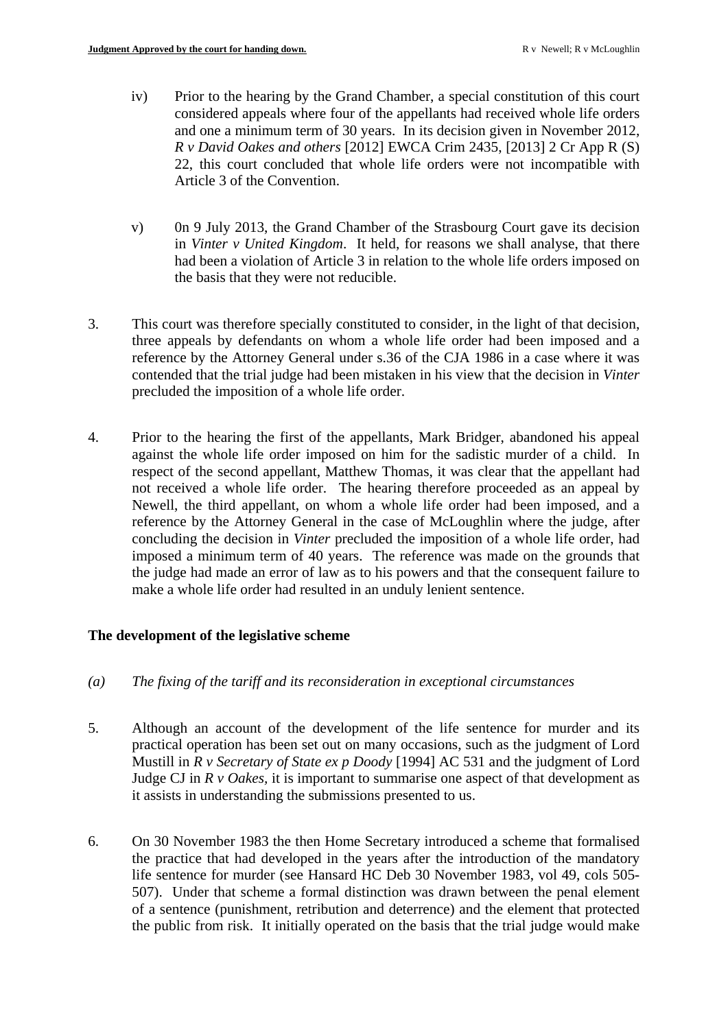iv) Prior to the hearing by the Grand Chamber, a special constitution of this court considered appeals where four of the appellants had received whole life orders and one a minimum term of 30 years. In its decision given in November 2012, *R v David Oakes and others* [2012] EWCA Crim 2435, [2013] 2 Cr App R (S) 22, this court concluded that whole life orders were not incompatible with Article 3 of the Convention.

v) 0n 9 July 2013, the Grand Chamber of the Strasbourg Court gave its decision in *Vinter v United Kingdom*. It held, for reasons we shall analyse, that there had been a violation of Article 3 in relation to the whole life orders imposed on the basis that they were not reducible.

3. This court was therefore specially constituted to consider, in the light of that decision, three appeals by defendants on whom a whole life order had been imposed and a reference by the Attorney General under s.36 of the CJA 1986 in a case where it was contended that the trial judge had been mistaken in his view that the decision in *Vinter* precluded the imposition of a whole life order.

4. Prior to the hearing the first of the appellants, Mark Bridger, abandoned his appeal against the whole life order imposed on him for the sadistic murder of a child. In respect of the second appellant, Matthew Thomas, it was clear that the appellant had not received a whole life order. The hearing therefore proceeded as an appeal by Newell, the third appellant, on whom a whole life order had been imposed, and a reference by the Attorney General in the case of McLoughlin where the judge, after concluding the decision in *Vinter* precluded the imposition of a whole life order, had imposed a minimum term of 40 years. The reference was made on the grounds that the judge had made an error of law as to his powers and that the consequent failure to make a whole life order had resulted in an unduly lenient sentence.

## The development of the legislative scheme

*(a) The fixing of the tariff and its reconsideration in exceptional circumstances*

5. Although an account of the development of the life sentence for murder and its practical operation has been set out on many occasions, such as the judgment of Lord Mustill in *R v Secretary of State ex p Doody* [1994] AC 531 and the judgment of Lord Judge CJ in *R v Oakes*, it is important to summarise one aspect of that development as it assists in understanding the submissions presented to us.

6. On 30 November 1983 the then Home Secretary introduced a scheme that formalised the practice that had developed in the years after the introduction of the mandatory life sentence for murder (see Hansard HC Deb 30 November 1983, vol 49, cols 505-507). Under that scheme a formal distinction was drawn between the penal element of a sentence (punishment, retribution and deterrence) and the element that protected the public from risk. It initially operated on the basis that the trial judge would make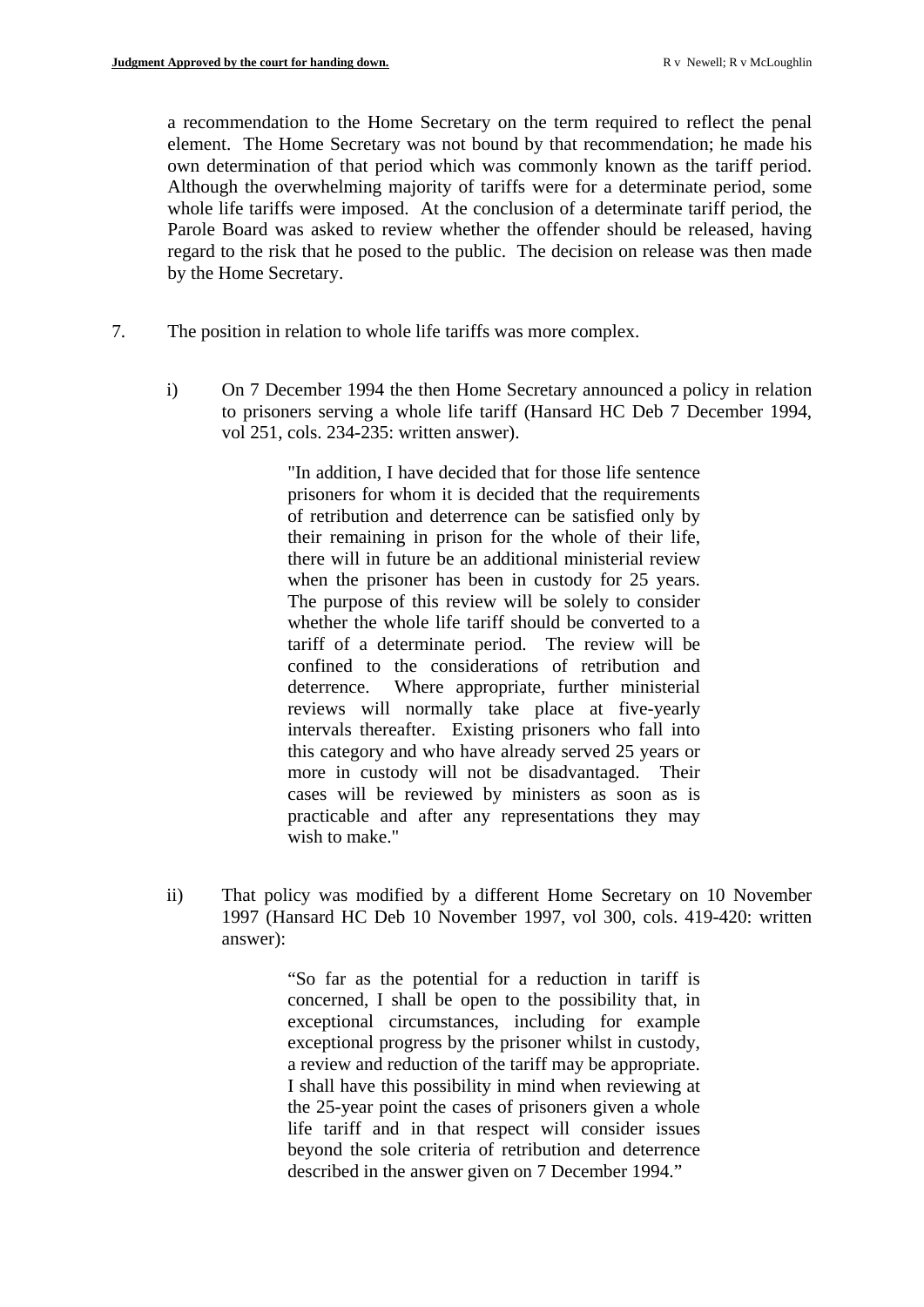a recommendation to the Home Secretary on the term required to reflect the penal element. The Home Secretary was not bound by that recommendation; he made his own determination of that period which was commonly known as the tariff period. Although the overwhelming majority of tariffs were for a determinate period, some whole life tariffs were imposed. At the conclusion of a determinate tariff period, the Parole Board was asked to review whether the offender should be released, having regard to the risk that he posed to the public. The decision on release was then made by the Home Secretary.

7. The position in relation to whole life tariffs was more complex.

   i) On 7 December 1994 the then Home Secretary announced a policy in relation to prisoners serving a whole life tariff (Hansard HC Deb 7 December 1994, vol 251, cols. 234-235: written answer).

   > "In addition, I have decided that for those life sentence prisoners for whom it is decided that the requirements of retribution and deterrence can be satisfied only by their remaining in prison for the whole of their life, there will in future be an additional ministerial review when the prisoner has been in custody for 25 years. The purpose of this review will be solely to consider whether the whole life tariff should be converted to a tariff of a determinate period. The review will be confined to the considerations of retribution and deterrence. Where appropriate, further ministerial reviews will normally take place at five-yearly intervals thereafter. Existing prisoners who fall into this category and who have already served 25 years or more in custody will not be disadvantaged. Their cases will be reviewed by ministers as soon as is practicable and after any representations they may wish to make."

   ii) That policy was modified by a different Home Secretary on 10 November 1997 (Hansard HC Deb 10 November 1997, vol 300, cols. 419-420: written answer):

   > "So far as the potential for a reduction in tariff is concerned, I shall be open to the possibility that, in exceptional circumstances, including for example exceptional progress by the prisoner whilst in custody, a review and reduction of the tariff may be appropriate. I shall have this possibility in mind when reviewing at the 25-year point the cases of prisoners given a whole life tariff and in that respect will consider issues beyond the sole criteria of retribution and deterrence described in the answer given on 7 December 1994."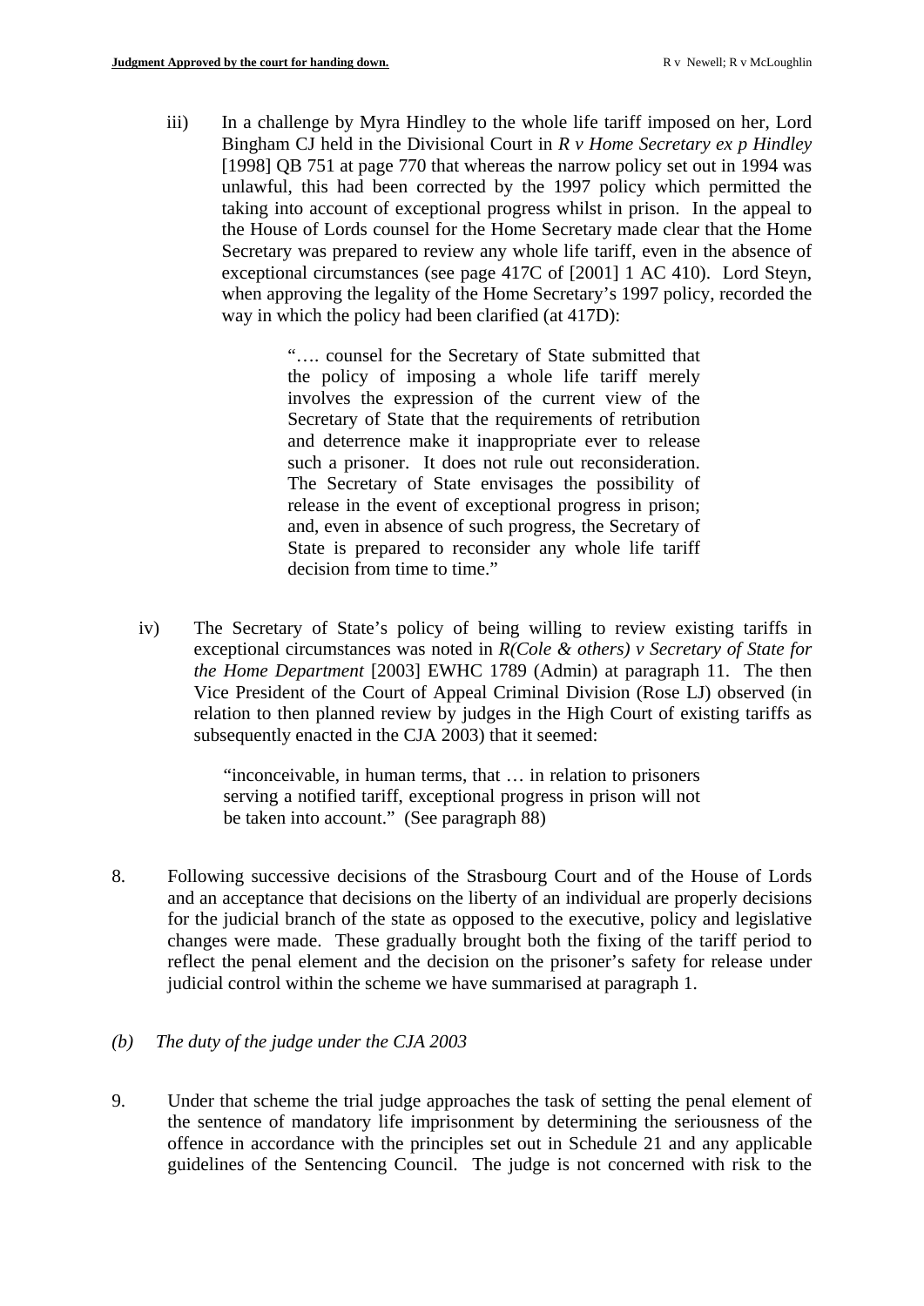iii) In a challenge by Myra Hindley to the whole life tariff imposed on her, Lord Bingham CJ held in the Divisional Court in *R v Home Secretary ex p Hindley* [1998] QB 751 at page 770 that whereas the narrow policy set out in 1994 was unlawful, this had been corrected by the 1997 policy which permitted the taking into account of exceptional progress whilst in prison. In the appeal to the House of Lords counsel for the Home Secretary made clear that the Home Secretary was prepared to review any whole life tariff, even in the absence of exceptional circumstances (see page 417C of [2001] 1 AC 410). Lord Steyn, when approving the legality of the Home Secretary's 1997 policy, recorded the way in which the policy had been clarified (at 417D):

> "…. counsel for the Secretary of State submitted that the policy of imposing a whole life tariff merely involves the expression of the current view of the Secretary of State that the requirements of retribution and deterrence make it inappropriate ever to release such a prisoner. It does not rule out reconsideration. The Secretary of State envisages the possibility of release in the event of exceptional progress in prison; and, even in absence of such progress, the Secretary of State is prepared to reconsider any whole life tariff decision from time to time."

iv) The Secretary of State's policy of being willing to review existing tariffs in exceptional circumstances was noted in *R(Cole & others) v Secretary of State for the Home Department* [2003] EWHC 1789 (Admin) at paragraph 11. The then Vice President of the Court of Appeal Criminal Division (Rose LJ) observed (in relation to then planned review by judges in the High Court of existing tariffs as subsequently enacted in the CJA 2003) that it seemed:

> "inconceivable, in human terms, that … in relation to prisoners serving a notified tariff, exceptional progress in prison will not be taken into account." (See paragraph 88)

8. Following successive decisions of the Strasbourg Court and of the House of Lords and an acceptance that decisions on the liberty of an individual are properly decisions for the judicial branch of the state as opposed to the executive, policy and legislative changes were made. These gradually brought both the fixing of the tariff period to reflect the penal element and the decision on the prisoner's safety for release under judicial control within the scheme we have summarised at paragraph 1.

*(b) The duty of the judge under the CJA 2003*

9. Under that scheme the trial judge approaches the task of setting the penal element of the sentence of mandatory life imprisonment by determining the seriousness of the offence in accordance with the principles set out in Schedule 21 and any applicable guidelines of the Sentencing Council. The judge is not concerned with risk to the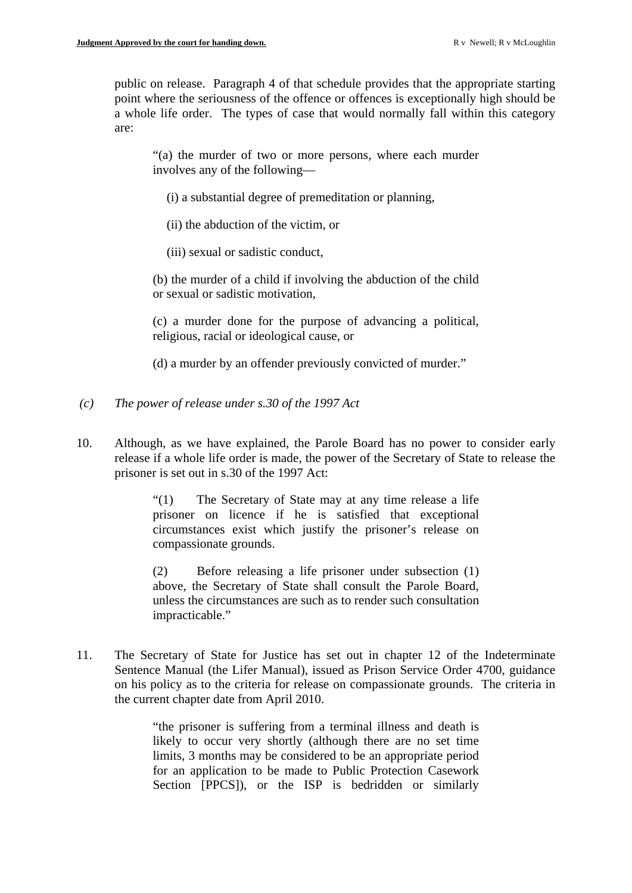public on release. Paragraph 4 of that schedule provides that the appropriate starting point where the seriousness of the offence or offences is exceptionally high should be a whole life order. The types of case that would normally fall within this category are:

> "(a) the murder of two or more persons, where each murder involves any of the following—
>
> (i) a substantial degree of premeditation or planning,
>
> (ii) the abduction of the victim, or
>
> (iii) sexual or sadistic conduct,
>
> (b) the murder of a child if involving the abduction of the child or sexual or sadistic motivation,
>
> (c) a murder done for the purpose of advancing a political, religious, racial or ideological cause, or
>
> (d) a murder by an offender previously convicted of murder."

*(c) The power of release under s.30 of the 1997 Act*

10. Although, as we have explained, the Parole Board has no power to consider early release if a whole life order is made, the power of the Secretary of State to release the prisoner is set out in s.30 of the 1997 Act:

> "(1) The Secretary of State may at any time release a life prisoner on licence if he is satisfied that exceptional circumstances exist which justify the prisoner's release on compassionate grounds.
>
> (2) Before releasing a life prisoner under subsection (1) above, the Secretary of State shall consult the Parole Board, unless the circumstances are such as to render such consultation impracticable."

11. The Secretary of State for Justice has set out in chapter 12 of the Indeterminate Sentence Manual (the Lifer Manual), issued as Prison Service Order 4700, guidance on his policy as to the criteria for release on compassionate grounds. The criteria in the current chapter date from April 2010.

> "the prisoner is suffering from a terminal illness and death is likely to occur very shortly (although there are no set time limits, 3 months may be considered to be an appropriate period for an application to be made to Public Protection Casework Section [PPCS]), or the ISP is bedridden or similarly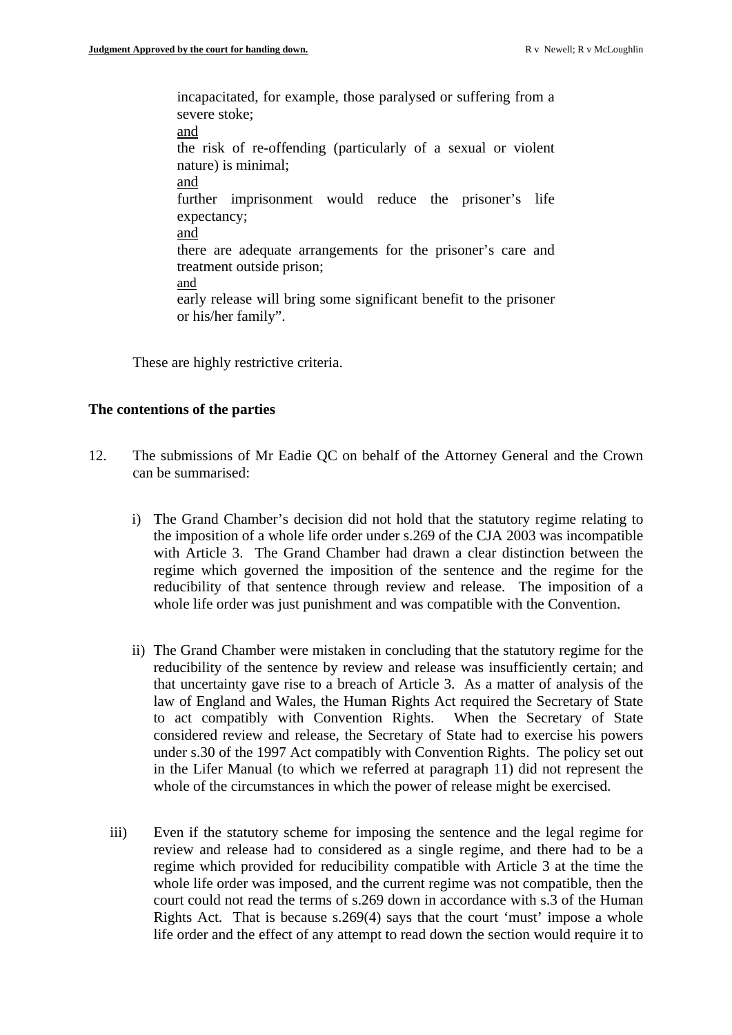> incapacitated, for example, those paralysed or suffering from a severe stoke;
>
> and
>
> the risk of re-offending (particularly of a sexual or violent nature) is minimal;
>
> and
>
> further imprisonment would reduce the prisoner's life expectancy;
>
> and
>
> there are adequate arrangements for the prisoner's care and treatment outside prison;
>
> and
>
> early release will bring some significant benefit to the prisoner or his/her family".

These are highly restrictive criteria.

## The contentions of the parties

12. The submissions of Mr Eadie QC on behalf of the Attorney General and the Crown can be summarised:

    i) The Grand Chamber's decision did not hold that the statutory regime relating to the imposition of a whole life order under s.269 of the CJA 2003 was incompatible with Article 3. The Grand Chamber had drawn a clear distinction between the regime which governed the imposition of the sentence and the regime for the reducibility of that sentence through review and release. The imposition of a whole life order was just punishment and was compatible with the Convention.

    ii) The Grand Chamber were mistaken in concluding that the statutory regime for the reducibility of the sentence by review and release was insufficiently certain; and that uncertainty gave rise to a breach of Article 3. As a matter of analysis of the law of England and Wales, the Human Rights Act required the Secretary of State to act compatibly with Convention Rights. When the Secretary of State considered review and release, the Secretary of State had to exercise his powers under s.30 of the 1997 Act compatibly with Convention Rights. The policy set out in the Lifer Manual (to which we referred at paragraph 11) did not represent the whole of the circumstances in which the power of release might be exercised.

    iii) Even if the statutory scheme for imposing the sentence and the legal regime for review and release had to considered as a single regime, and there had to be a regime which provided for reducibility compatible with Article 3 at the time the whole life order was imposed, and the current regime was not compatible, then the court could not read the terms of s.269 down in accordance with s.3 of the Human Rights Act. That is because s.269(4) says that the court 'must' impose a whole life order and the effect of any attempt to read down the section would require it to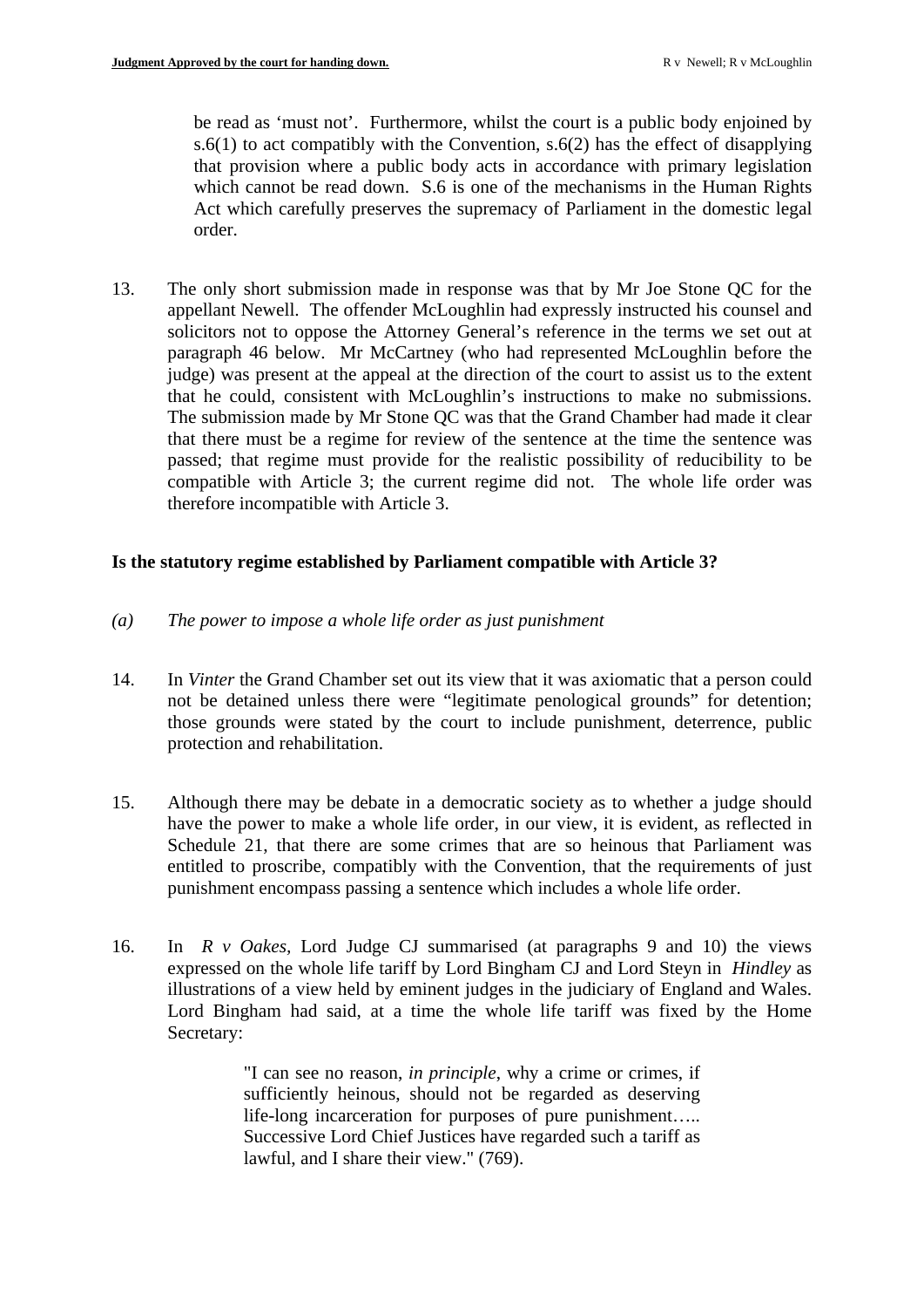be read as 'must not'. Furthermore, whilst the court is a public body enjoined by s.6(1) to act compatibly with the Convention, s.6(2) has the effect of disapplying that provision where a public body acts in accordance with primary legislation which cannot be read down. S.6 is one of the mechanisms in the Human Rights Act which carefully preserves the supremacy of Parliament in the domestic legal order.

13. The only short submission made in response was that by Mr Joe Stone QC for the appellant Newell. The offender McLoughlin had expressly instructed his counsel and solicitors not to oppose the Attorney General's reference in the terms we set out at paragraph 46 below. Mr McCartney (who had represented McLoughlin before the judge) was present at the appeal at the direction of the court to assist us to the extent that he could, consistent with McLoughlin's instructions to make no submissions. The submission made by Mr Stone QC was that the Grand Chamber had made it clear that there must be a regime for review of the sentence at the time the sentence was passed; that regime must provide for the realistic possibility of reducibility to be compatible with Article 3; the current regime did not. The whole life order was therefore incompatible with Article 3.

**Is the statutory regime established by Parliament compatible with Article 3?**

*(a) The power to impose a whole life order as just punishment*

14. In *Vinter* the Grand Chamber set out its view that it was axiomatic that a person could not be detained unless there were "legitimate penological grounds" for detention; those grounds were stated by the court to include punishment, deterrence, public protection and rehabilitation.

15. Although there may be debate in a democratic society as to whether a judge should have the power to make a whole life order, in our view, it is evident, as reflected in Schedule 21, that there are some crimes that are so heinous that Parliament was entitled to proscribe, compatibly with the Convention, that the requirements of just punishment encompass passing a sentence which includes a whole life order.

16. In *R v Oakes,* Lord Judge CJ summarised (at paragraphs 9 and 10) the views expressed on the whole life tariff by Lord Bingham CJ and Lord Steyn in *Hindley* as illustrations of a view held by eminent judges in the judiciary of England and Wales. Lord Bingham had said, at a time the whole life tariff was fixed by the Home Secretary:

> "I can see no reason, *in principle*, why a crime or crimes, if sufficiently heinous, should not be regarded as deserving life-long incarceration for purposes of pure punishment….. Successive Lord Chief Justices have regarded such a tariff as lawful, and I share their view." (769).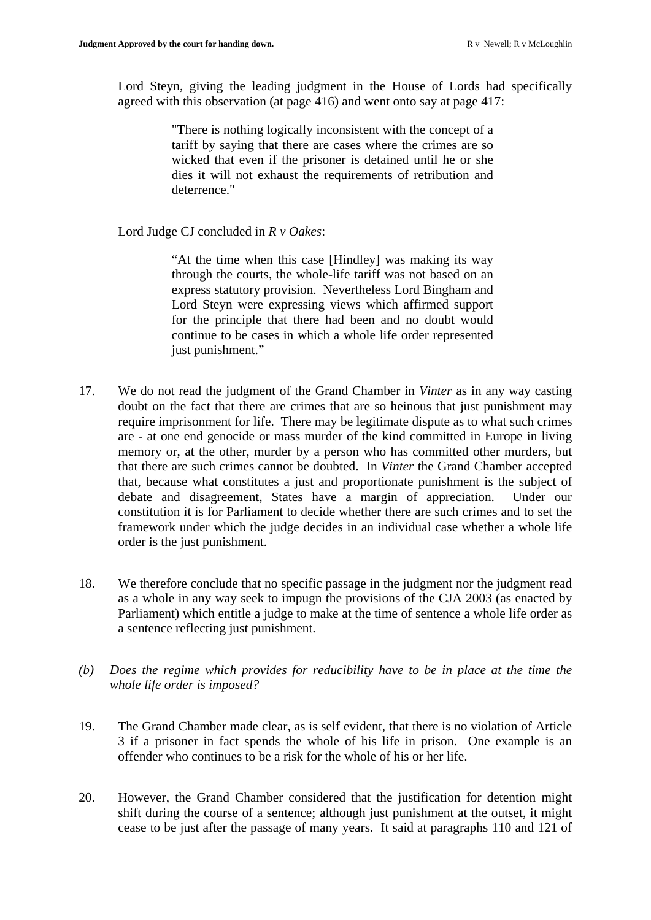Lord Steyn, giving the leading judgment in the House of Lords had specifically agreed with this observation (at page 416) and went onto say at page 417:

> "There is nothing logically inconsistent with the concept of a tariff by saying that there are cases where the crimes are so wicked that even if the prisoner is detained until he or she dies it will not exhaust the requirements of retribution and deterrence."

Lord Judge CJ concluded in *R v Oakes*:

> "At the time when this case [Hindley] was making its way through the courts, the whole-life tariff was not based on an express statutory provision. Nevertheless Lord Bingham and Lord Steyn were expressing views which affirmed support for the principle that there had been and no doubt would continue to be cases in which a whole life order represented just punishment."

17. We do not read the judgment of the Grand Chamber in *Vinter* as in any way casting doubt on the fact that there are crimes that are so heinous that just punishment may require imprisonment for life. There may be legitimate dispute as to what such crimes are - at one end genocide or mass murder of the kind committed in Europe in living memory or, at the other, murder by a person who has committed other murders, but that there are such crimes cannot be doubted. In *Vinter* the Grand Chamber accepted that, because what constitutes a just and proportionate punishment is the subject of debate and disagreement, States have a margin of appreciation. Under our constitution it is for Parliament to decide whether there are such crimes and to set the framework under which the judge decides in an individual case whether a whole life order is the just punishment.

18. We therefore conclude that no specific passage in the judgment nor the judgment read as a whole in any way seek to impugn the provisions of the CJA 2003 (as enacted by Parliament) which entitle a judge to make at the time of sentence a whole life order as a sentence reflecting just punishment.

*(b) Does the regime which provides for reducibility have to be in place at the time the whole life order is imposed?*

19. The Grand Chamber made clear, as is self evident, that there is no violation of Article 3 if a prisoner in fact spends the whole of his life in prison. One example is an offender who continues to be a risk for the whole of his or her life.

20. However, the Grand Chamber considered that the justification for detention might shift during the course of a sentence; although just punishment at the outset, it might cease to be just after the passage of many years. It said at paragraphs 110 and 121 of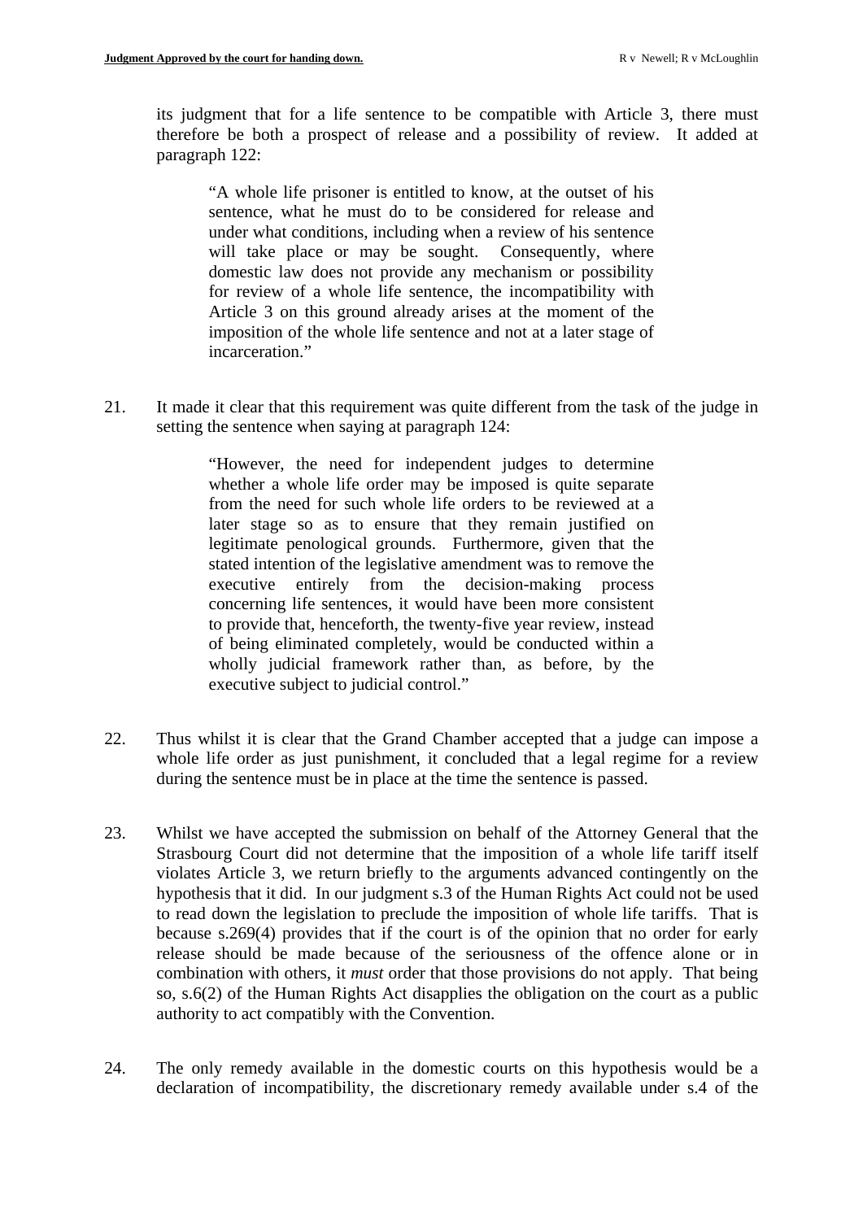its judgment that for a life sentence to be compatible with Article 3, there must therefore be both a prospect of release and a possibility of review. It added at paragraph 122:

> "A whole life prisoner is entitled to know, at the outset of his sentence, what he must do to be considered for release and under what conditions, including when a review of his sentence will take place or may be sought. Consequently, where domestic law does not provide any mechanism or possibility for review of a whole life sentence, the incompatibility with Article 3 on this ground already arises at the moment of the imposition of the whole life sentence and not at a later stage of incarceration."

21. It made it clear that this requirement was quite different from the task of the judge in setting the sentence when saying at paragraph 124:

> "However, the need for independent judges to determine whether a whole life order may be imposed is quite separate from the need for such whole life orders to be reviewed at a later stage so as to ensure that they remain justified on legitimate penological grounds. Furthermore, given that the stated intention of the legislative amendment was to remove the executive entirely from the decision-making process concerning life sentences, it would have been more consistent to provide that, henceforth, the twenty-five year review, instead of being eliminated completely, would be conducted within a wholly judicial framework rather than, as before, by the executive subject to judicial control."

22. Thus whilst it is clear that the Grand Chamber accepted that a judge can impose a whole life order as just punishment, it concluded that a legal regime for a review during the sentence must be in place at the time the sentence is passed.

23. Whilst we have accepted the submission on behalf of the Attorney General that the Strasbourg Court did not determine that the imposition of a whole life tariff itself violates Article 3, we return briefly to the arguments advanced contingently on the hypothesis that it did. In our judgment s.3 of the Human Rights Act could not be used to read down the legislation to preclude the imposition of whole life tariffs. That is because s.269(4) provides that if the court is of the opinion that no order for early release should be made because of the seriousness of the offence alone or in combination with others, it *must* order that those provisions do not apply. That being so, s.6(2) of the Human Rights Act disapplies the obligation on the court as a public authority to act compatibly with the Convention.

24. The only remedy available in the domestic courts on this hypothesis would be a declaration of incompatibility, the discretionary remedy available under s.4 of the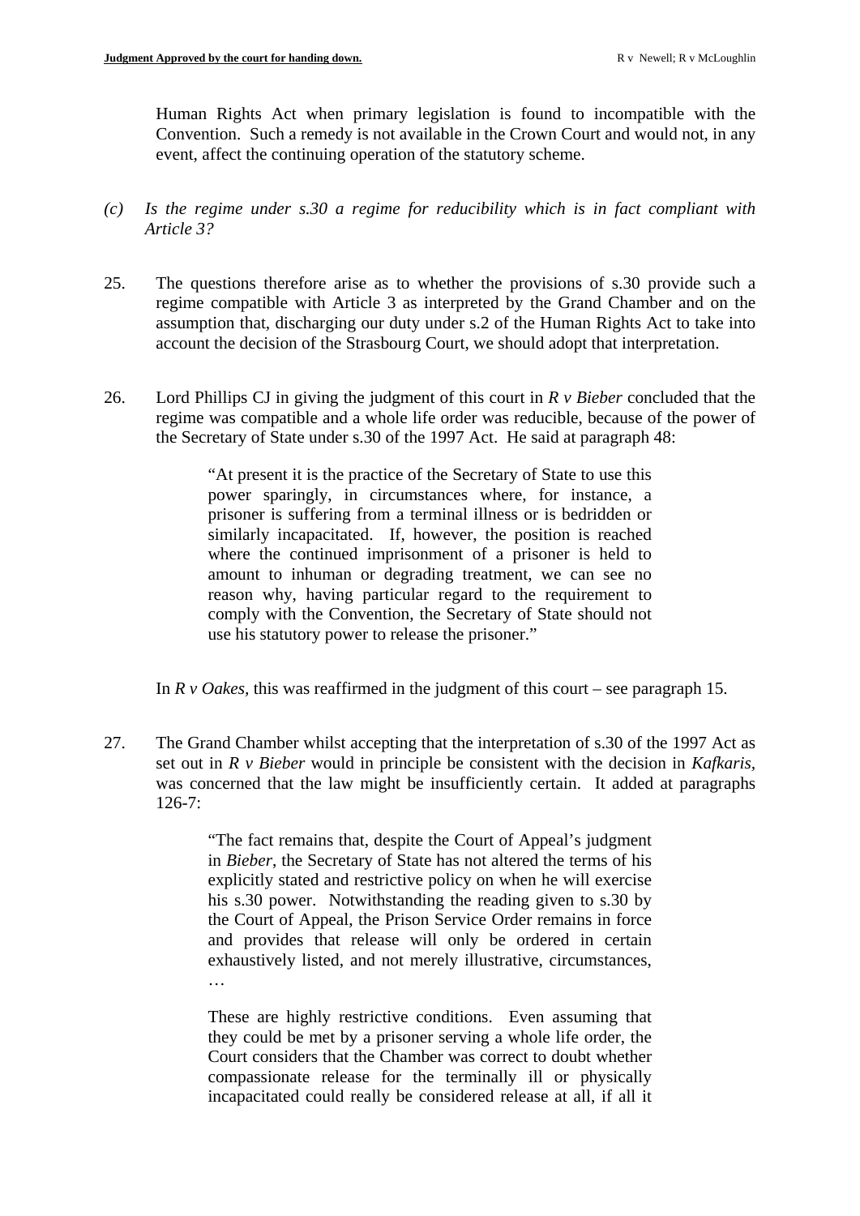Human Rights Act when primary legislation is found to incompatible with the Convention. Such a remedy is not available in the Crown Court and would not, in any event, affect the continuing operation of the statutory scheme.

*(c) Is the regime under s.30 a regime for reducibility which is in fact compliant with Article 3?*

25. The questions therefore arise as to whether the provisions of s.30 provide such a regime compatible with Article 3 as interpreted by the Grand Chamber and on the assumption that, discharging our duty under s.2 of the Human Rights Act to take into account the decision of the Strasbourg Court, we should adopt that interpretation.

26. Lord Phillips CJ in giving the judgment of this court in *R v Bieber* concluded that the regime was compatible and a whole life order was reducible, because of the power of the Secretary of State under s.30 of the 1997 Act. He said at paragraph 48:

> "At present it is the practice of the Secretary of State to use this power sparingly, in circumstances where, for instance, a prisoner is suffering from a terminal illness or is bedridden or similarly incapacitated. If, however, the position is reached where the continued imprisonment of a prisoner is held to amount to inhuman or degrading treatment, we can see no reason why, having particular regard to the requirement to comply with the Convention, the Secretary of State should not use his statutory power to release the prisoner."

In *R v Oakes*, this was reaffirmed in the judgment of this court – see paragraph 15.

27. The Grand Chamber whilst accepting that the interpretation of s.30 of the 1997 Act as set out in *R v Bieber* would in principle be consistent with the decision in *Kafkaris*, was concerned that the law might be insufficiently certain. It added at paragraphs 126-7:

> "The fact remains that, despite the Court of Appeal's judgment in *Bieber*, the Secretary of State has not altered the terms of his explicitly stated and restrictive policy on when he will exercise his s.30 power. Notwithstanding the reading given to s.30 by the Court of Appeal, the Prison Service Order remains in force and provides that release will only be ordered in certain exhaustively listed, and not merely illustrative, circumstances, …
>
> These are highly restrictive conditions. Even assuming that they could be met by a prisoner serving a whole life order, the Court considers that the Chamber was correct to doubt whether compassionate release for the terminally ill or physically incapacitated could really be considered release at all, if all it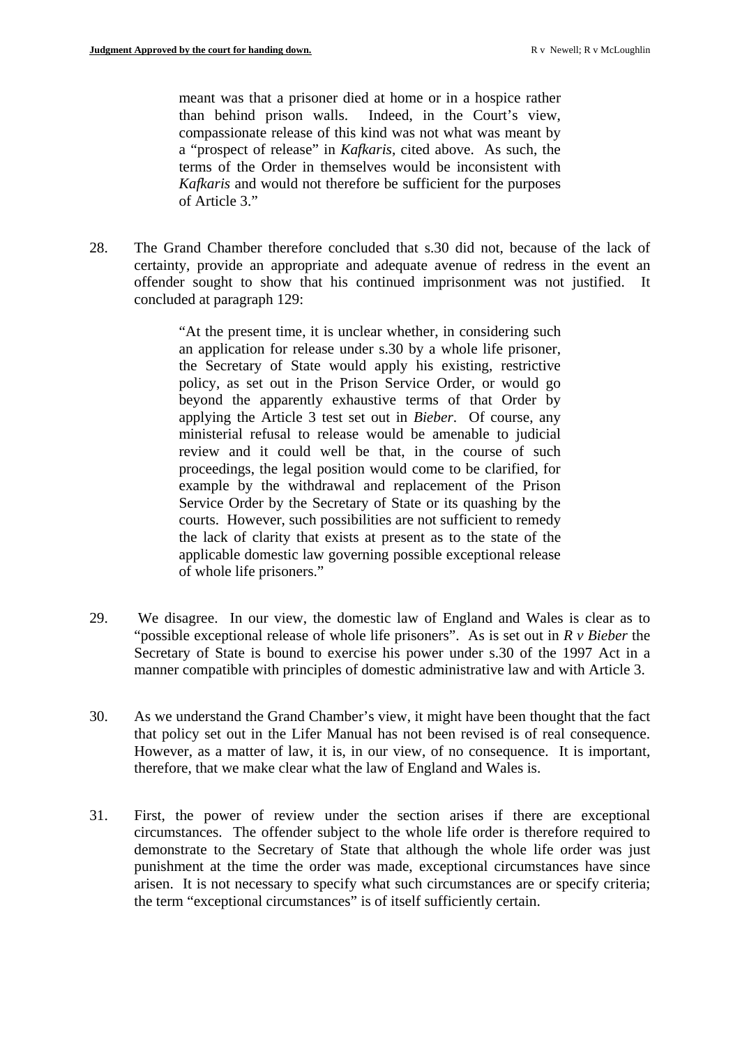> meant was that a prisoner died at home or in a hospice rather than behind prison walls. Indeed, in the Court's view, compassionate release of this kind was not what was meant by a "prospect of release" in *Kafkaris*, cited above. As such, the terms of the Order in themselves would be inconsistent with *Kafkaris* and would not therefore be sufficient for the purposes of Article 3."

28. The Grand Chamber therefore concluded that s.30 did not, because of the lack of certainty, provide an appropriate and adequate avenue of redress in the event an offender sought to show that his continued imprisonment was not justified. It concluded at paragraph 129:

> "At the present time, it is unclear whether, in considering such an application for release under s.30 by a whole life prisoner, the Secretary of State would apply his existing, restrictive policy, as set out in the Prison Service Order, or would go beyond the apparently exhaustive terms of that Order by applying the Article 3 test set out in *Bieber*. Of course, any ministerial refusal to release would be amenable to judicial review and it could well be that, in the course of such proceedings, the legal position would come to be clarified, for example by the withdrawal and replacement of the Prison Service Order by the Secretary of State or its quashing by the courts. However, such possibilities are not sufficient to remedy the lack of clarity that exists at present as to the state of the applicable domestic law governing possible exceptional release of whole life prisoners."

29. We disagree. In our view, the domestic law of England and Wales is clear as to "possible exceptional release of whole life prisoners". As is set out in *R v Bieber* the Secretary of State is bound to exercise his power under s.30 of the 1997 Act in a manner compatible with principles of domestic administrative law and with Article 3.

30. As we understand the Grand Chamber's view, it might have been thought that the fact that policy set out in the Lifer Manual has not been revised is of real consequence. However, as a matter of law, it is, in our view, of no consequence. It is important, therefore, that we make clear what the law of England and Wales is.

31. First, the power of review under the section arises if there are exceptional circumstances. The offender subject to the whole life order is therefore required to demonstrate to the Secretary of State that although the whole life order was just punishment at the time the order was made, exceptional circumstances have since arisen. It is not necessary to specify what such circumstances are or specify criteria; the term "exceptional circumstances" is of itself sufficiently certain.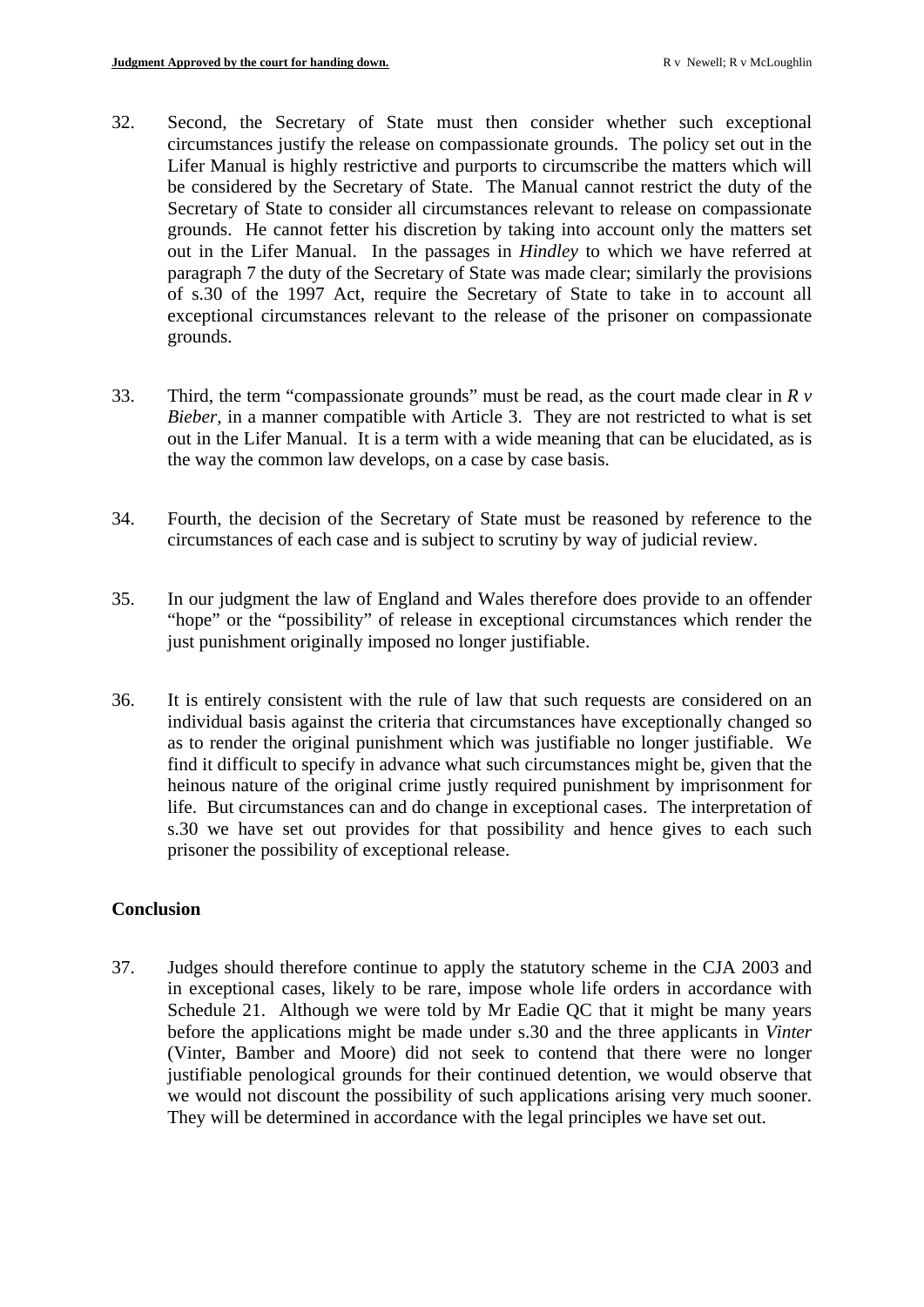32. Second, the Secretary of State must then consider whether such exceptional circumstances justify the release on compassionate grounds. The policy set out in the Lifer Manual is highly restrictive and purports to circumscribe the matters which will be considered by the Secretary of State. The Manual cannot restrict the duty of the Secretary of State to consider all circumstances relevant to release on compassionate grounds. He cannot fetter his discretion by taking into account only the matters set out in the Lifer Manual. In the passages in *Hindley* to which we have referred at paragraph 7 the duty of the Secretary of State was made clear; similarly the provisions of s.30 of the 1997 Act, require the Secretary of State to take in to account all exceptional circumstances relevant to the release of the prisoner on compassionate grounds.

33. Third, the term "compassionate grounds" must be read, as the court made clear in *R v Bieber*, in a manner compatible with Article 3. They are not restricted to what is set out in the Lifer Manual. It is a term with a wide meaning that can be elucidated, as is the way the common law develops, on a case by case basis.

34. Fourth, the decision of the Secretary of State must be reasoned by reference to the circumstances of each case and is subject to scrutiny by way of judicial review.

35. In our judgment the law of England and Wales therefore does provide to an offender "hope" or the "possibility" of release in exceptional circumstances which render the just punishment originally imposed no longer justifiable.

36. It is entirely consistent with the rule of law that such requests are considered on an individual basis against the criteria that circumstances have exceptionally changed so as to render the original punishment which was justifiable no longer justifiable. We find it difficult to specify in advance what such circumstances might be, given that the heinous nature of the original crime justly required punishment by imprisonment for life. But circumstances can and do change in exceptional cases. The interpretation of s.30 we have set out provides for that possibility and hence gives to each such prisoner the possibility of exceptional release.

## Conclusion

37. Judges should therefore continue to apply the statutory scheme in the CJA 2003 and in exceptional cases, likely to be rare, impose whole life orders in accordance with Schedule 21. Although we were told by Mr Eadie QC that it might be many years before the applications might be made under s.30 and the three applicants in *Vinter* (Vinter, Bamber and Moore) did not seek to contend that there were no longer justifiable penological grounds for their continued detention, we would observe that we would not discount the possibility of such applications arising very much sooner. They will be determined in accordance with the legal principles we have set out.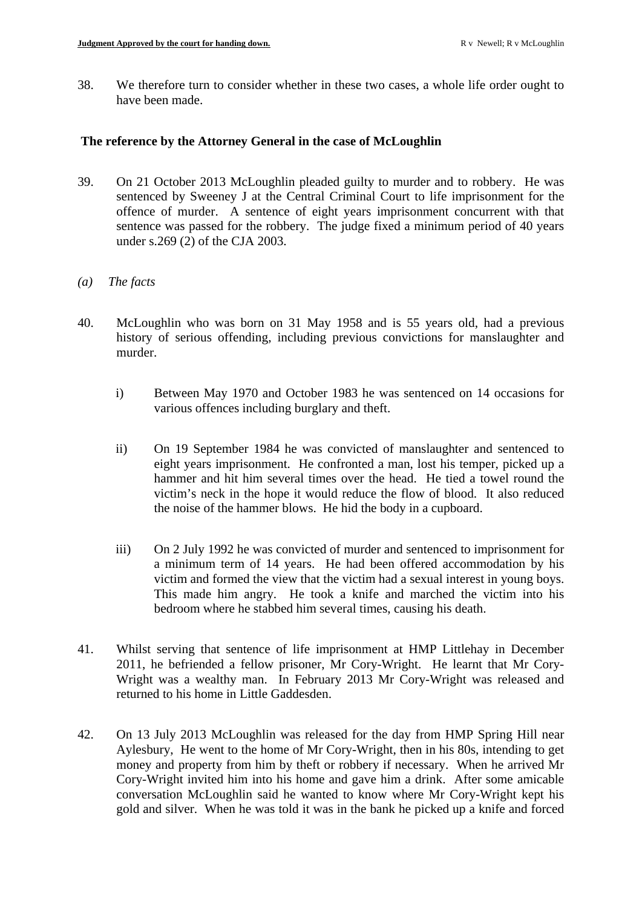38. We therefore turn to consider whether in these two cases, a whole life order ought to have been made.

**The reference by the Attorney General in the case of McLoughlin**

39. On 21 October 2013 McLoughlin pleaded guilty to murder and to robbery. He was sentenced by Sweeney J at the Central Criminal Court to life imprisonment for the offence of murder. A sentence of eight years imprisonment concurrent with that sentence was passed for the robbery. The judge fixed a minimum period of 40 years under s.269 (2) of the CJA 2003.

*(a) The facts*

40. McLoughlin who was born on 31 May 1958 and is 55 years old, had a previous history of serious offending, including previous convictions for manslaughter and murder.

    i) Between May 1970 and October 1983 he was sentenced on 14 occasions for various offences including burglary and theft.

    ii) On 19 September 1984 he was convicted of manslaughter and sentenced to eight years imprisonment. He confronted a man, lost his temper, picked up a hammer and hit him several times over the head. He tied a towel round the victim's neck in the hope it would reduce the flow of blood. It also reduced the noise of the hammer blows. He hid the body in a cupboard.

    iii) On 2 July 1992 he was convicted of murder and sentenced to imprisonment for a minimum term of 14 years. He had been offered accommodation by his victim and formed the view that the victim had a sexual interest in young boys. This made him angry. He took a knife and marched the victim into his bedroom where he stabbed him several times, causing his death.

41. Whilst serving that sentence of life imprisonment at HMP Littlehay in December 2011, he befriended a fellow prisoner, Mr Cory-Wright. He learnt that Mr Cory-Wright was a wealthy man. In February 2013 Mr Cory-Wright was released and returned to his home in Little Gaddesden.

42. On 13 July 2013 McLoughlin was released for the day from HMP Spring Hill near Aylesbury, He went to the home of Mr Cory-Wright, then in his 80s, intending to get money and property from him by theft or robbery if necessary. When he arrived Mr Cory-Wright invited him into his home and gave him a drink. After some amicable conversation McLoughlin said he wanted to know where Mr Cory-Wright kept his gold and silver. When he was told it was in the bank he picked up a knife and forced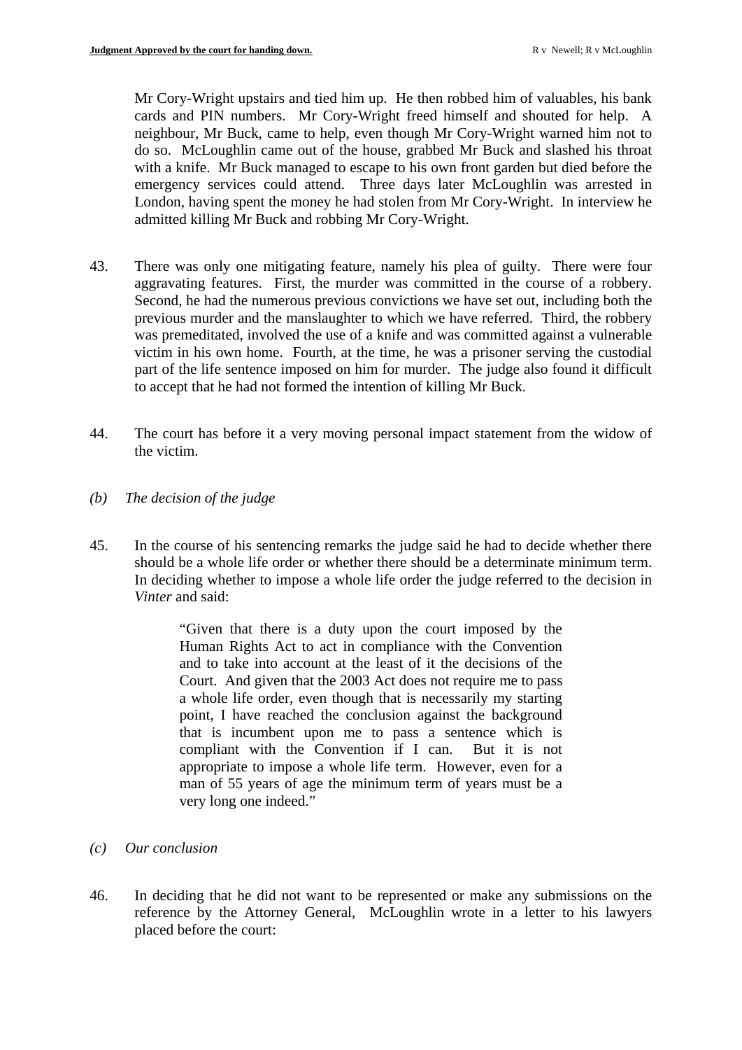Mr Cory-Wright upstairs and tied him up. He then robbed him of valuables, his bank cards and PIN numbers. Mr Cory-Wright freed himself and shouted for help. A neighbour, Mr Buck, came to help, even though Mr Cory-Wright warned him not to do so. McLoughlin came out of the house, grabbed Mr Buck and slashed his throat with a knife. Mr Buck managed to escape to his own front garden but died before the emergency services could attend. Three days later McLoughlin was arrested in London, having spent the money he had stolen from Mr Cory-Wright. In interview he admitted killing Mr Buck and robbing Mr Cory-Wright.

43. There was only one mitigating feature, namely his plea of guilty. There were four aggravating features. First, the murder was committed in the course of a robbery. Second, he had the numerous previous convictions we have set out, including both the previous murder and the manslaughter to which we have referred. Third, the robbery was premeditated, involved the use of a knife and was committed against a vulnerable victim in his own home. Fourth, at the time, he was a prisoner serving the custodial part of the life sentence imposed on him for murder. The judge also found it difficult to accept that he had not formed the intention of killing Mr Buck.

44. The court has before it a very moving personal impact statement from the widow of the victim.

*(b) The decision of the judge*

45. In the course of his sentencing remarks the judge said he had to decide whether there should be a whole life order or whether there should be a determinate minimum term. In deciding whether to impose a whole life order the judge referred to the decision in *Vinter* and said:

> "Given that there is a duty upon the court imposed by the Human Rights Act to act in compliance with the Convention and to take into account at the least of it the decisions of the Court. And given that the 2003 Act does not require me to pass a whole life order, even though that is necessarily my starting point, I have reached the conclusion against the background that is incumbent upon me to pass a sentence which is compliant with the Convention if I can. But it is not appropriate to impose a whole life term. However, even for a man of 55 years of age the minimum term of years must be a very long one indeed."

*(c) Our conclusion*

46. In deciding that he did not want to be represented or make any submissions on the reference by the Attorney General, McLoughlin wrote in a letter to his lawyers placed before the court: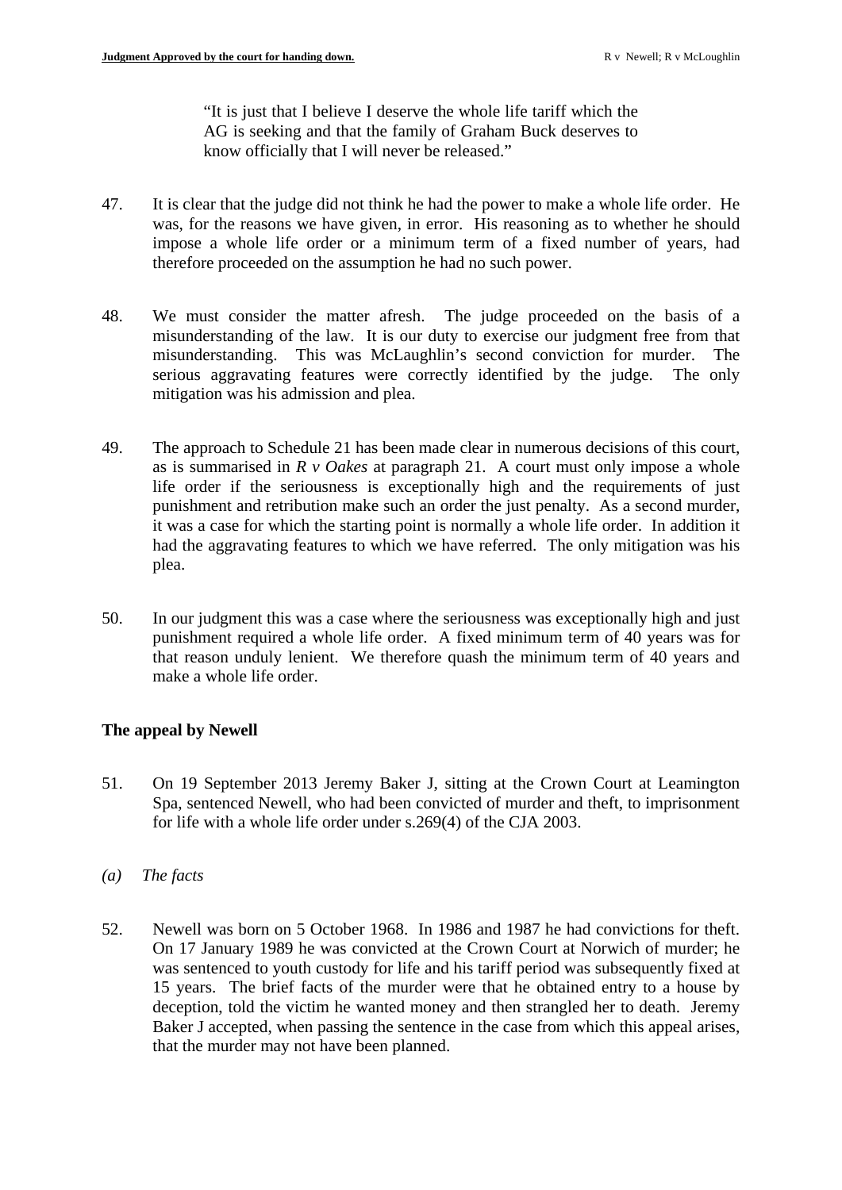> "It is just that I believe I deserve the whole life tariff which the AG is seeking and that the family of Graham Buck deserves to know officially that I will never be released."

47. It is clear that the judge did not think he had the power to make a whole life order. He was, for the reasons we have given, in error. His reasoning as to whether he should impose a whole life order or a minimum term of a fixed number of years, had therefore proceeded on the assumption he had no such power.

48. We must consider the matter afresh. The judge proceeded on the basis of a misunderstanding of the law. It is our duty to exercise our judgment free from that misunderstanding. This was McLaughlin's second conviction for murder. The serious aggravating features were correctly identified by the judge. The only mitigation was his admission and plea.

49. The approach to Schedule 21 has been made clear in numerous decisions of this court, as is summarised in *R v Oakes* at paragraph 21. A court must only impose a whole life order if the seriousness is exceptionally high and the requirements of just punishment and retribution make such an order the just penalty. As a second murder, it was a case for which the starting point is normally a whole life order. In addition it had the aggravating features to which we have referred. The only mitigation was his plea.

50. In our judgment this was a case where the seriousness was exceptionally high and just punishment required a whole life order. A fixed minimum term of 40 years was for that reason unduly lenient. We therefore quash the minimum term of 40 years and make a whole life order.

## The appeal by Newell

51. On 19 September 2013 Jeremy Baker J, sitting at the Crown Court at Leamington Spa, sentenced Newell, who had been convicted of murder and theft, to imprisonment for life with a whole life order under s.269(4) of the CJA 2003.

*(a) The facts*

52. Newell was born on 5 October 1968. In 1986 and 1987 he had convictions for theft. On 17 January 1989 he was convicted at the Crown Court at Norwich of murder; he was sentenced to youth custody for life and his tariff period was subsequently fixed at 15 years. The brief facts of the murder were that he obtained entry to a house by deception, told the victim he wanted money and then strangled her to death. Jeremy Baker J accepted, when passing the sentence in the case from which this appeal arises, that the murder may not have been planned.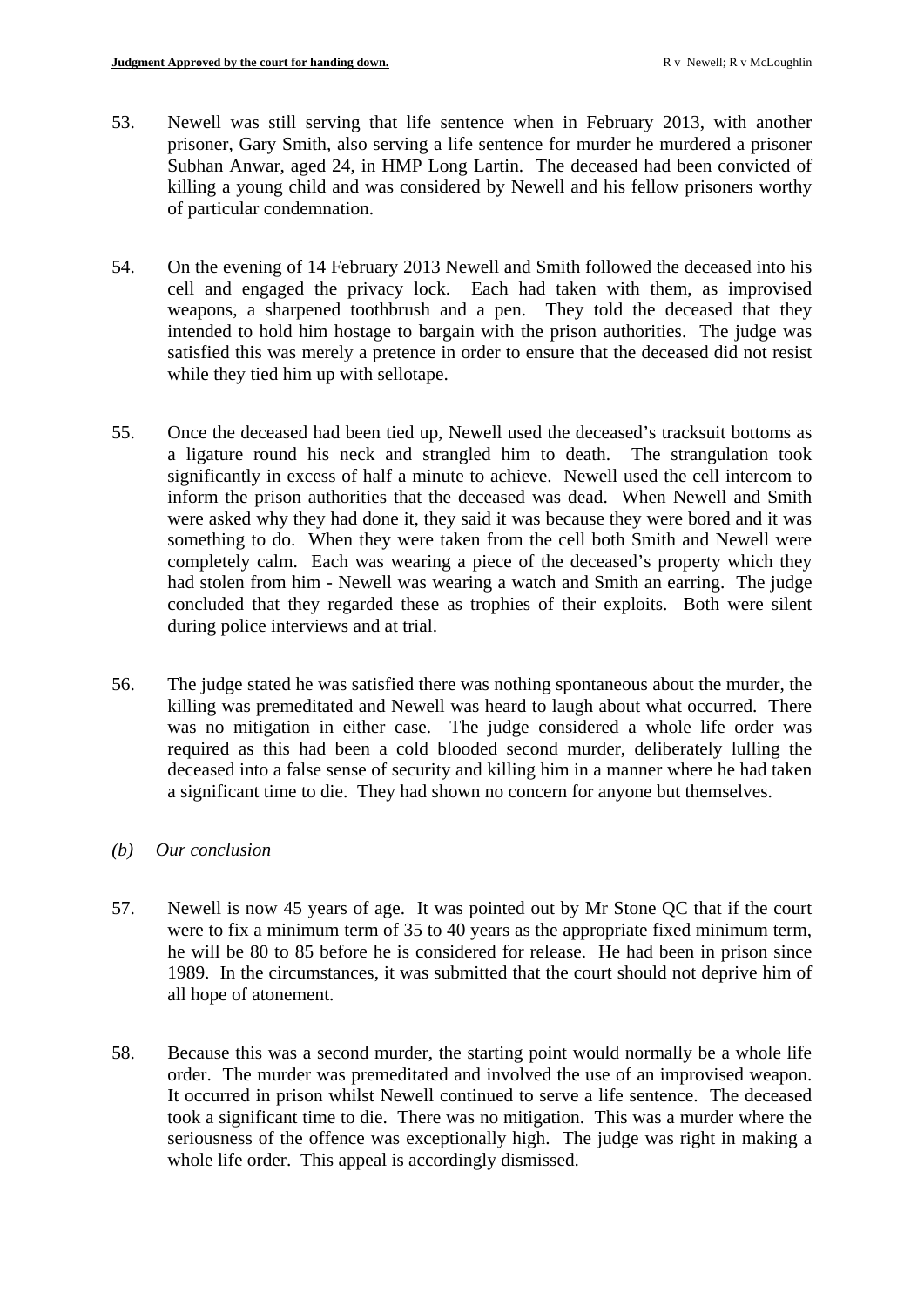53. Newell was still serving that life sentence when in February 2013, with another prisoner, Gary Smith, also serving a life sentence for murder he murdered a prisoner Subhan Anwar, aged 24, in HMP Long Lartin. The deceased had been convicted of killing a young child and was considered by Newell and his fellow prisoners worthy of particular condemnation.

54. On the evening of 14 February 2013 Newell and Smith followed the deceased into his cell and engaged the privacy lock. Each had taken with them, as improvised weapons, a sharpened toothbrush and a pen. They told the deceased that they intended to hold him hostage to bargain with the prison authorities. The judge was satisfied this was merely a pretence in order to ensure that the deceased did not resist while they tied him up with sellotape.

55. Once the deceased had been tied up, Newell used the deceased's tracksuit bottoms as a ligature round his neck and strangled him to death. The strangulation took significantly in excess of half a minute to achieve. Newell used the cell intercom to inform the prison authorities that the deceased was dead. When Newell and Smith were asked why they had done it, they said it was because they were bored and it was something to do. When they were taken from the cell both Smith and Newell were completely calm. Each was wearing a piece of the deceased's property which they had stolen from him - Newell was wearing a watch and Smith an earring. The judge concluded that they regarded these as trophies of their exploits. Both were silent during police interviews and at trial.

56. The judge stated he was satisfied there was nothing spontaneous about the murder, the killing was premeditated and Newell was heard to laugh about what occurred. There was no mitigation in either case. The judge considered a whole life order was required as this had been a cold blooded second murder, deliberately lulling the deceased into a false sense of security and killing him in a manner where he had taken a significant time to die. They had shown no concern for anyone but themselves.

*(b) Our conclusion*

57. Newell is now 45 years of age. It was pointed out by Mr Stone QC that if the court were to fix a minimum term of 35 to 40 years as the appropriate fixed minimum term, he will be 80 to 85 before he is considered for release. He had been in prison since 1989. In the circumstances, it was submitted that the court should not deprive him of all hope of atonement.

58. Because this was a second murder, the starting point would normally be a whole life order. The murder was premeditated and involved the use of an improvised weapon. It occurred in prison whilst Newell continued to serve a life sentence. The deceased took a significant time to die. There was no mitigation. This was a murder where the seriousness of the offence was exceptionally high. The judge was right in making a whole life order. This appeal is accordingly dismissed.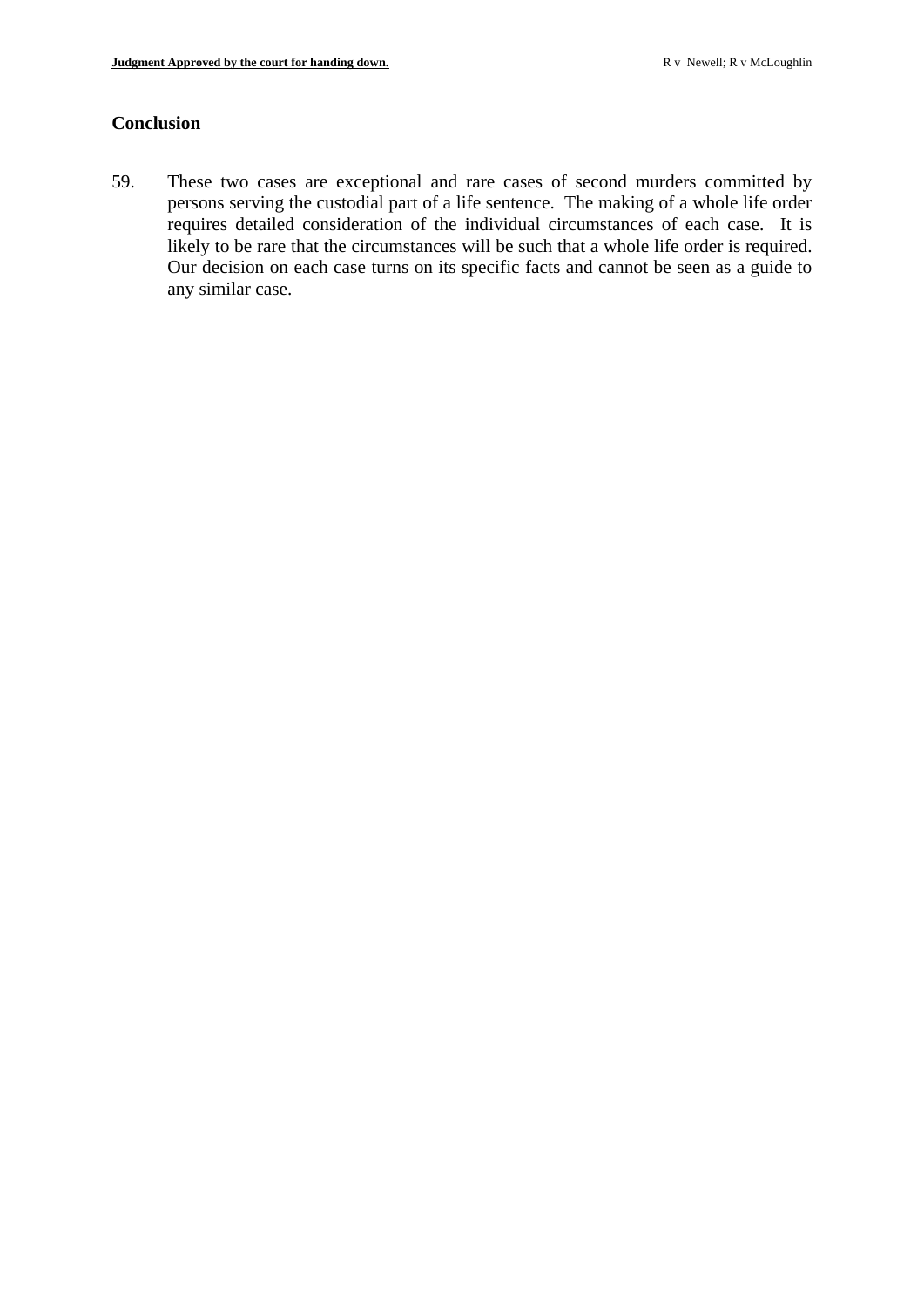## Conclusion

59. These two cases are exceptional and rare cases of second murders committed by persons serving the custodial part of a life sentence. The making of a whole life order requires detailed consideration of the individual circumstances of each case. It is likely to be rare that the circumstances will be such that a whole life order is required. Our decision on each case turns on its specific facts and cannot be seen as a guide to any similar case.